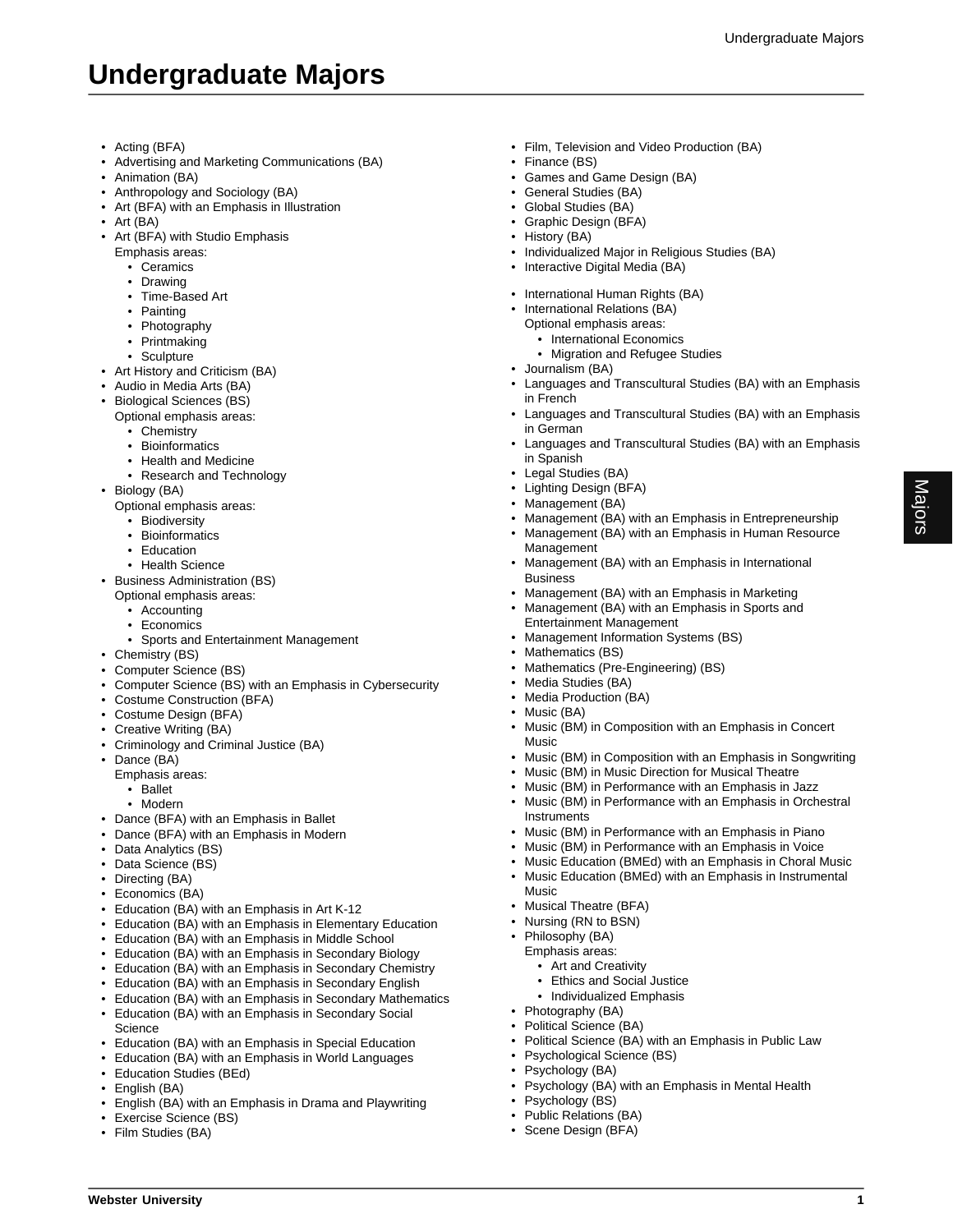# Undergraduate Majors

- Acting (BFA)
- Advertising and Marketing Communications (BA)
- Animation (BA)
- Anthropology and Sociology (BA)
- Art (BFA) with an Emphasis in Illustration
- Art (BA)
- Art (BFA) with Studio Emphasis
  Emphasis areas:
  - Ceramics
  - Drawing
  - Time-Based Art
  - Painting
  - Photography
  - Printmaking
  - Sculpture
- Art History and Criticism (BA)
- Audio in Media Arts (BA)
- Biological Sciences (BS)
  Optional emphasis areas:
  - Chemistry
  - Bioinformatics
  - Health and Medicine
  - Research and Technology
- Biology (BA)
  Optional emphasis areas:
  - Biodiversity
  - Bioinformatics
  - Education
  - Health Science
- Business Administration (BS)
  Optional emphasis areas:
  - Accounting
  - Economics
  - Sports and Entertainment Management
- Chemistry (BS)
- Computer Science (BS)
- Computer Science (BS) with an Emphasis in Cybersecurity
- Costume Construction (BFA)
- Costume Design (BFA)
- Creative Writing (BA)
- Criminology and Criminal Justice (BA)
- Dance (BA)
  Emphasis areas:
  - Ballet
  - Modern
- Dance (BFA) with an Emphasis in Ballet
- Dance (BFA) with an Emphasis in Modern
- Data Analytics (BS)
- Data Science (BS)
- Directing (BA)
- Economics (BA)
- Education (BA) with an Emphasis in Art K-12
- Education (BA) with an Emphasis in Elementary Education
- Education (BA) with an Emphasis in Middle School
- Education (BA) with an Emphasis in Secondary Biology
- Education (BA) with an Emphasis in Secondary Chemistry
- Education (BA) with an Emphasis in Secondary English
- Education (BA) with an Emphasis in Secondary Mathematics
- Education (BA) with an Emphasis in Secondary Social Science
- Education (BA) with an Emphasis in Special Education
- Education (BA) with an Emphasis in World Languages
- Education Studies (BEd)
- English (BA)
- English (BA) with an Emphasis in Drama and Playwriting
- Exercise Science (BS)
- Film Studies (BA)
- Film, Television and Video Production (BA)
- Finance (BS)
- Games and Game Design (BA)
- General Studies (BA)
- Global Studies (BA)
- Graphic Design (BFA)
- History (BA)
- Individualized Major in Religious Studies (BA)
- Interactive Digital Media (BA)
- International Human Rights (BA)
- International Relations (BA)
  Optional emphasis areas:
  - International Economics
  - Migration and Refugee Studies
- Journalism (BA)
- Languages and Transcultural Studies (BA) with an Emphasis in French
- Languages and Transcultural Studies (BA) with an Emphasis in German
- Languages and Transcultural Studies (BA) with an Emphasis in Spanish
- Legal Studies (BA)
- Lighting Design (BFA)
- Management (BA)
- Management (BA) with an Emphasis in Entrepreneurship
- Management (BA) with an Emphasis in Human Resource Management
- Management (BA) with an Emphasis in International Business
- Management (BA) with an Emphasis in Marketing
- Management (BA) with an Emphasis in Sports and Entertainment Management
- Management Information Systems (BS)
- Mathematics (BS)
- Mathematics (Pre-Engineering) (BS)
- Media Studies (BA)
- Media Production (BA)
- Music (BA)
- Music (BM) in Composition with an Emphasis in Concert Music
- Music (BM) in Composition with an Emphasis in Songwriting
- Music (BM) in Music Direction for Musical Theatre
- Music (BM) in Performance with an Emphasis in Jazz
- Music (BM) in Performance with an Emphasis in Orchestral Instruments
- Music (BM) in Performance with an Emphasis in Piano
- Music (BM) in Performance with an Emphasis in Voice
- Music Education (BMEd) with an Emphasis in Choral Music
- Music Education (BMEd) with an Emphasis in Instrumental Music
- Musical Theatre (BFA)
- Nursing (RN to BSN)
- Philosophy (BA)
  Emphasis areas:
  - Art and Creativity
  - Ethics and Social Justice
  - Individualized Emphasis
- Photography (BA)
- Political Science (BA)
- Political Science (BA) with an Emphasis in Public Law
- Psychological Science (BS)
- Psychology (BA)
- Psychology (BA) with an Emphasis in Mental Health
- Psychology (BS)
- Public Relations (BA)
- Scene Design (BFA)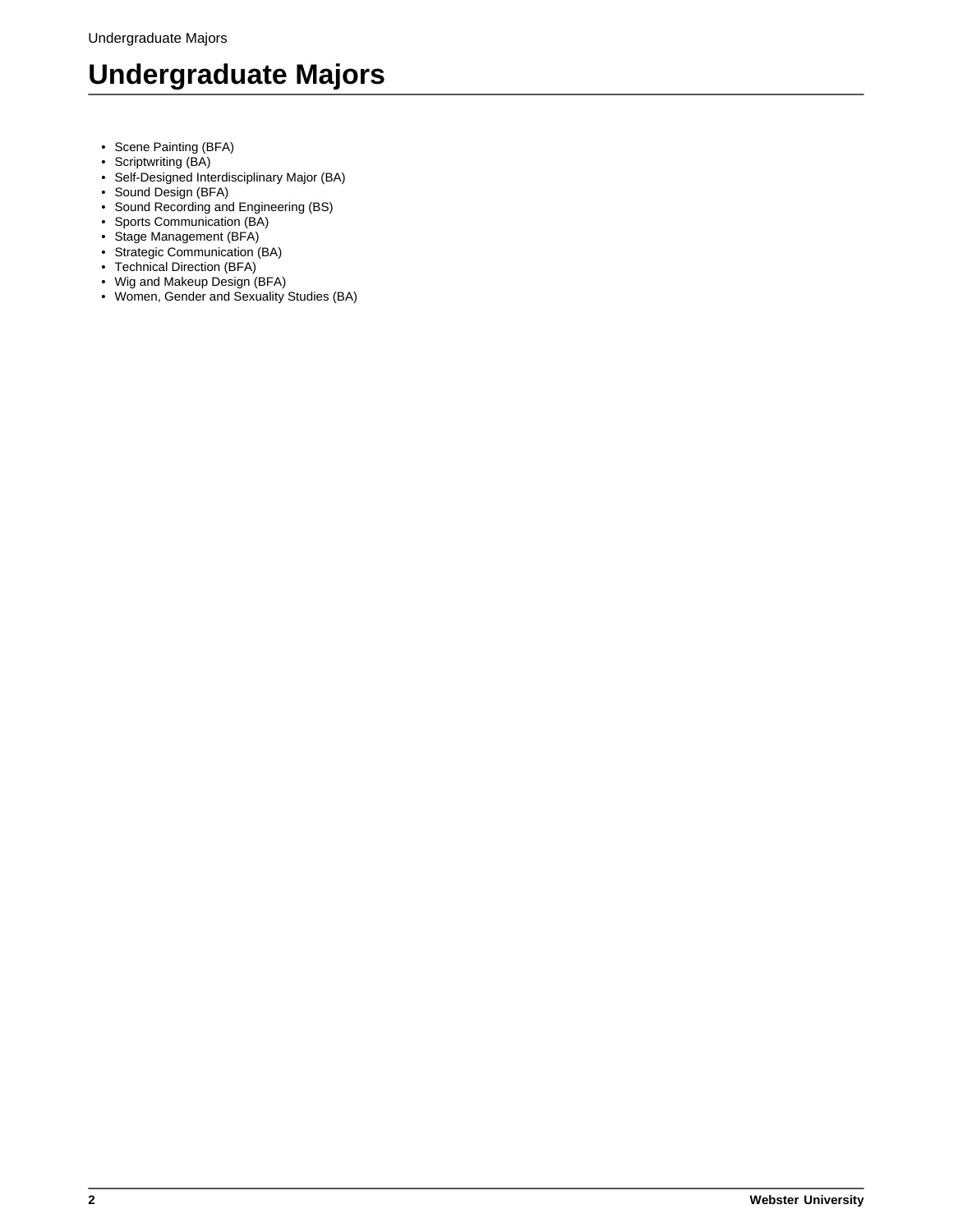# Undergraduate Majors

- Scene Painting (BFA)
- Scriptwriting (BA)
- Self-Designed Interdisciplinary Major (BA)
- Sound Design (BFA)
- Sound Recording and Engineering (BS)
- Sports Communication (BA)
- Stage Management (BFA)
- Strategic Communication (BA)
- Technical Direction (BFA)
- Wig and Makeup Design (BFA)
- Women, Gender and Sexuality Studies (BA)